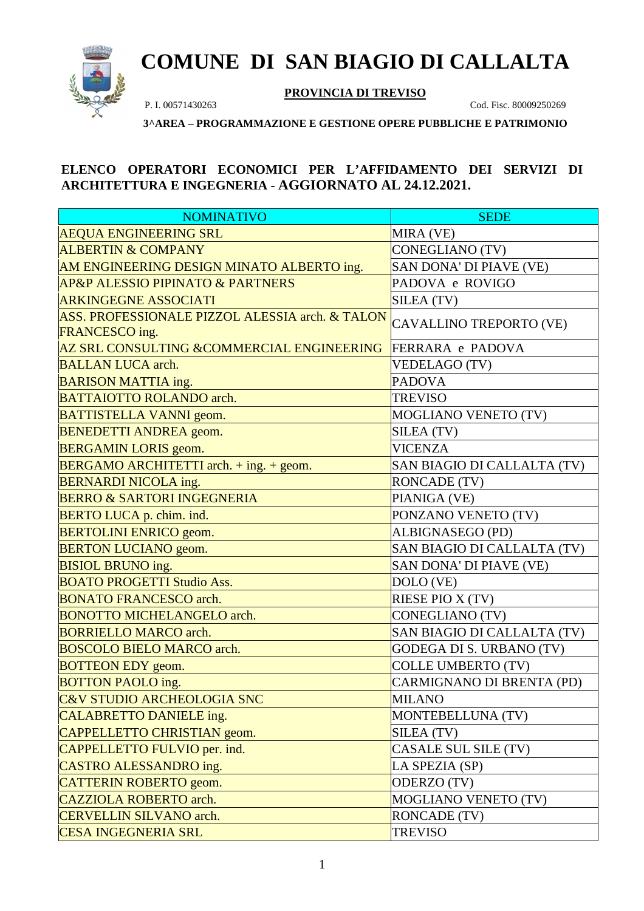# COMUNE DI SAN BIAGIO DI CALLALTA

**PROVINCIA DI TREVISO**

P. I. 00571430263 Cod. Fisc. 80009250269

**3^AREA – PROGRAMMAZIONE E GESTIONE OPERE PUBBLICHE E PATRIMONIO**

## ELENCO OPERATORI ECONOMICI PER L'AFFIDAMENTO DEI SERVIZI DI ARCHITETTURA E INGEGNERIA - AGGIORNATO AL 24.12.2021.

| NOMINATIVO | SEDE |
|---|---|
| AEQUA ENGINEERING SRL | MIRA (VE) |
| ALBERTIN & COMPANY | CONEGLIANO (TV) |
| AM ENGINEERING DESIGN MINATO ALBERTO ing. | SAN DONA' DI PIAVE (VE) |
| AP&P ALESSIO PIPINATO & PARTNERS | PADOVA e ROVIGO |
| ARKINGEGNE ASSOCIATI | SILEA (TV) |
| ASS. PROFESSIONALE PIZZOL ALESSIA arch. & TALON FRANCESCO ing. | CAVALLINO TREPORTO (VE) |
| AZ SRL CONSULTING &COMMERCIAL ENGINEERING | FERRARA e PADOVA |
| BALLAN LUCA arch. | VEDELAGO (TV) |
| BARISON MATTIA ing. | PADOVA |
| BATTAIOTTO ROLANDO arch. | TREVISO |
| BATTISTELLA VANNI geom. | MOGLIANO VENETO (TV) |
| BENEDETTI ANDREA geom. | SILEA (TV) |
| BERGAMIN LORIS geom. | VICENZA |
| BERGAMO ARCHITETTI arch. + ing. + geom. | SAN BIAGIO DI CALLALTA (TV) |
| BERNARDI NICOLA ing. | RONCADE (TV) |
| BERRO & SARTORI INGEGNERIA | PIANIGA (VE) |
| BERTO LUCA p. chim. ind. | PONZANO VENETO (TV) |
| BERTOLINI ENRICO geom. | ALBIGNASEGO (PD) |
| BERTON LUCIANO geom. | SAN BIAGIO DI CALLALTA (TV) |
| BISIOL BRUNO ing. | SAN DONA' DI PIAVE (VE) |
| BOATO PROGETTI Studio Ass. | DOLO (VE) |
| BONATO FRANCESCO arch. | RIESE PIO X (TV) |
| BONOTTO MICHELANGELO arch. | CONEGLIANO (TV) |
| BORRIELLO MARCO arch. | SAN BIAGIO DI CALLALTA (TV) |
| BOSCOLO BIELO MARCO arch. | GODEGA DI S. URBANO (TV) |
| BOTTEON EDY geom. | COLLE UMBERTO (TV) |
| BOTTON PAOLO ing. | CARMIGNANO DI BRENTA (PD) |
| C&V STUDIO ARCHEOLOGIA SNC | MILANO |
| CALABRETTO DANIELE ing. | MONTEBELLUNA (TV) |
| CAPPELLETTO CHRISTIAN geom. | SILEA (TV) |
| CAPPELLETTO FULVIO per. ind. | CASALE SUL SILE (TV) |
| CASTRO ALESSANDRO ing. | LA SPEZIA (SP) |
| CATTERIN ROBERTO geom. | ODERZO (TV) |
| CAZZIOLA ROBERTO arch. | MOGLIANO VENETO (TV) |
| CERVELLIN SILVANO arch. | RONCADE (TV) |
| CESA INGEGNERIA SRL | TREVISO |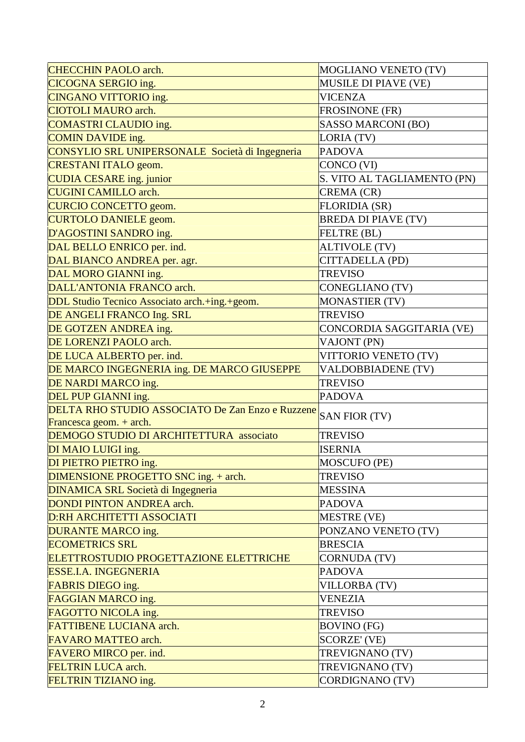| | |
|---|---|
| CHECCHIN PAOLO arch. | MOGLIANO VENETO (TV) |
| CICOGNA SERGIO ing. | MUSILE DI PIAVE (VE) |
| CINGANO VITTORIO ing. | VICENZA |
| CIOTOLI MAURO arch. | FROSINONE (FR) |
| COMASTRI CLAUDIO ing. | SASSO MARCONI (BO) |
| COMIN DAVIDE ing. | LORIA (TV) |
| CONSYLIO SRL UNIPERSONALE Società di Ingegneria | PADOVA |
| CRESTANI ITALO geom. | CONCO (VI) |
| CUDIA CESARE ing. junior | S. VITO AL TAGLIAMENTO (PN) |
| CUGINI CAMILLO arch. | CREMA (CR) |
| CURCIO CONCETTO geom. | FLORIDIA (SR) |
| CURTOLO DANIELE geom. | BREDA DI PIAVE (TV) |
| D'AGOSTINI SANDRO ing. | FELTRE (BL) |
| DAL BELLO ENRICO per. ind. | ALTIVOLE (TV) |
| DAL BIANCO ANDREA per. agr. | CITTADELLA (PD) |
| DAL MORO GIANNI ing. | TREVISO |
| DALL'ANTONIA FRANCO arch. | CONEGLIANO (TV) |
| DDL Studio Tecnico Associato arch.+ing.+geom. | MONASTIER (TV) |
| DE ANGELI FRANCO Ing. SRL | TREVISO |
| DE GOTZEN ANDREA ing. | CONCORDIA SAGGITARIA (VE) |
| DE LORENZI PAOLO arch. | VAJONT (PN) |
| DE LUCA ALBERTO per. ind. | VITTORIO VENETO (TV) |
| DE MARCO INGEGNERIA ing. DE MARCO GIUSEPPE | VALDOBBIADENE (TV) |
| DE NARDI MARCO ing. | TREVISO |
| DEL PUP GIANNI ing. | PADOVA |
| DELTA RHO STUDIO ASSOCIATO De Zan Enzo e Ruzzene Francesca geom. + arch. | SAN FIOR (TV) |
| DEMOGO STUDIO DI ARCHITETTURA associato | TREVISO |
| DI MAIO LUIGI ing. | ISERNIA |
| DI PIETRO PIETRO ing. | MOSCUFO (PE) |
| DIMENSIONE PROGETTO SNC ing. + arch. | TREVISO |
| DINAMICA SRL Società di Ingegneria | MESSINA |
| DONDI PINTON ANDREA arch. | PADOVA |
| D:RH ARCHITETTI ASSOCIATI | MESTRE (VE) |
| DURANTE MARCO ing. | PONZANO VENETO (TV) |
| ECOMETRICS SRL | BRESCIA |
| ELETTROSTUDIO PROGETTAZIONE ELETTRICHE | CORNUDA (TV) |
| ESSE.I.A. INGEGNERIA | PADOVA |
| FABRIS DIEGO ing. | VILLORBA (TV) |
| FAGGIAN MARCO ing. | VENEZIA |
| FAGOTTO NICOLA ing. | TREVISO |
| FATTIBENE LUCIANA arch. | BOVINO (FG) |
| FAVARO MATTEO arch. | SCORZE' (VE) |
| FAVERO MIRCO per. ind. | TREVIGNANO (TV) |
| FELTRIN LUCA arch. | TREVIGNANO (TV) |
| FELTRIN TIZIANO ing. | CORDIGNANO (TV) |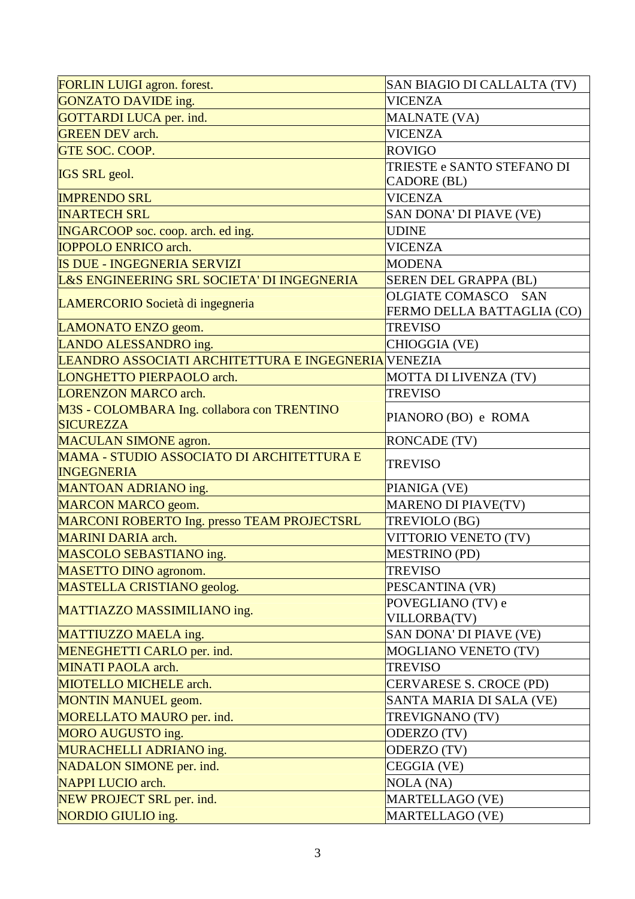| FORLIN LUIGI agron. forest. | SAN BIAGIO DI CALLALTA (TV) |
|---|---|
| GONZATO DAVIDE ing. | VICENZA |
| GOTTARDI LUCA per. ind. | MALNATE (VA) |
| GREEN DEV arch. | VICENZA |
| GTE SOC. COOP. | ROVIGO |
| IGS SRL geol. | TRIESTE e SANTO STEFANO DI CADORE (BL) |
| IMPRENDO SRL | VICENZA |
| INARTECH SRL | SAN DONA' DI PIAVE (VE) |
| INGARCOOP soc. coop. arch. ed ing. | UDINE |
| IOPPOLO ENRICO arch. | VICENZA |
| IS DUE - INGEGNERIA SERVIZI | MODENA |
| L&S ENGINEERING SRL SOCIETA' DI INGEGNERIA | SEREN DEL GRAPPA (BL) |
| LAMERCORIO Società di ingegneria | OLGIATE COMASCO SAN FERMO DELLA BATTAGLIA (CO) |
| LAMONATO ENZO geom. | TREVISO |
| LANDO ALESSANDRO ing. | CHIOGGIA (VE) |
| LEANDRO ASSOCIATI ARCHITETTURA E INGEGNERIA | VENEZIA |
| LONGHETTO PIERPAOLO arch. | MOTTA DI LIVENZA (TV) |
| LORENZON MARCO arch. | TREVISO |
| M3S - COLOMBARA Ing. collabora con TRENTINO SICUREZZA | PIANORO (BO) e ROMA |
| MACULAN SIMONE agron. | RONCADE (TV) |
| MAMA - STUDIO ASSOCIATO DI ARCHITETTURA E INGEGNERIA | TREVISO |
| MANTOAN ADRIANO ing. | PIANIGA (VE) |
| MARCON MARCO geom. | MARENO DI PIAVE(TV) |
| MARCONI ROBERTO Ing. presso TEAM PROJECTSRL | TREVIOLO (BG) |
| MARINI DARIA arch. | VITTORIO VENETO (TV) |
| MASCOLO SEBASTIANO ing. | MESTRINO (PD) |
| MASETTO DINO agronom. | TREVISO |
| MASTELLA CRISTIANO geolog. | PESCANTINA (VR) |
| MATTIAZZO MASSIMILIANO ing. | POVEGLIANO (TV) e VILLORBA(TV) |
| MATTIUZZO MAELA ing. | SAN DONA' DI PIAVE (VE) |
| MENEGHETTI CARLO per. ind. | MOGLIANO VENETO (TV) |
| MINATI PAOLA arch. | TREVISO |
| MIOTELLO MICHELE arch. | CERVARESE S. CROCE (PD) |
| MONTIN MANUEL geom. | SANTA MARIA DI SALA (VE) |
| MORELLATO MAURO per. ind. | TREVIGNANO (TV) |
| MORO AUGUSTO ing. | ODERZO (TV) |
| MURACHELLI ADRIANO ing. | ODERZO (TV) |
| NADALON SIMONE per. ind. | CEGGIA (VE) |
| NAPPI LUCIO arch. | NOLA (NA) |
| NEW PROJECT SRL per. ind. | MARTELLAGO (VE) |
| NORDIO GIULIO ing. | MARTELLAGO (VE) |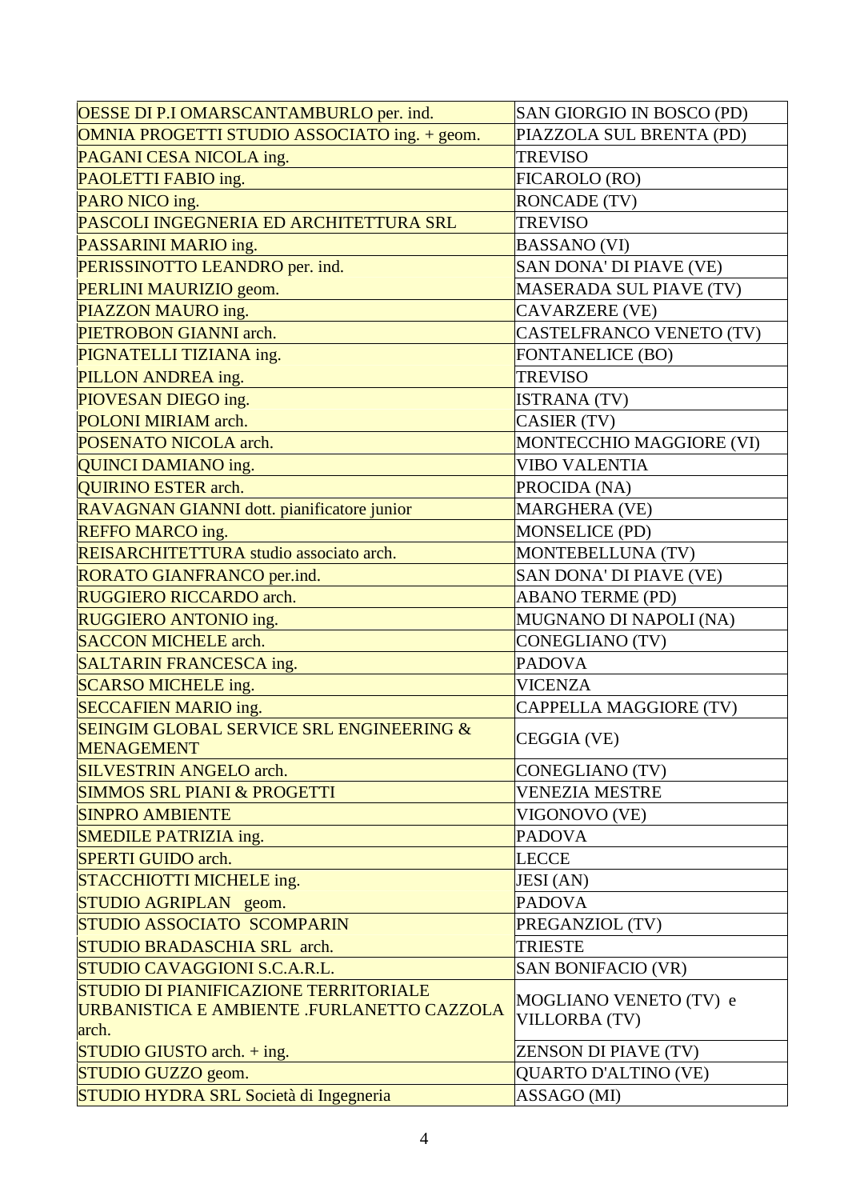| | |
|---|---|
| OESSE DI P.I OMARSCANTAMBURLO per. ind. | SAN GIORGIO IN BOSCO (PD) |
| OMNIA PROGETTI STUDIO ASSOCIATO ing. + geom. | PIAZZOLA SUL BRENTA (PD) |
| PAGANI CESA NICOLA ing. | TREVISO |
| PAOLETTI FABIO ing. | FICAROLO (RO) |
| PARO NICO ing. | RONCADE (TV) |
| PASCOLI INGEGNERIA ED ARCHITETTURA SRL | TREVISO |
| PASSARINI MARIO ing. | BASSANO (VI) |
| PERISSINOTTO LEANDRO per. ind. | SAN DONA' DI PIAVE (VE) |
| PERLINI MAURIZIO geom. | MASERADA SUL PIAVE (TV) |
| PIAZZON MAURO ing. | CAVARZERE (VE) |
| PIETROBON GIANNI arch. | CASTELFRANCO VENETO (TV) |
| PIGNATELLI TIZIANA ing. | FONTANELICE (BO) |
| PILLON ANDREA ing. | TREVISO |
| PIOVESAN DIEGO ing. | ISTRANA (TV) |
| POLONI MIRIAM arch. | CASIER (TV) |
| POSENATO NICOLA arch. | MONTECCHIO MAGGIORE (VI) |
| QUINCI DAMIANO ing. | VIBO VALENTIA |
| QUIRINO ESTER arch. | PROCIDA (NA) |
| RAVAGNAN GIANNI dott. pianificatore junior | MARGHERA (VE) |
| REFFO MARCO ing. | MONSELICE (PD) |
| REISARCHITETTURA studio associato arch. | MONTEBELLUNA (TV) |
| RORATO GIANFRANCO per.ind. | SAN DONA' DI PIAVE (VE) |
| RUGGIERO RICCARDO arch. | ABANO TERME (PD) |
| RUGGIERO ANTONIO ing. | MUGNANO DI NAPOLI (NA) |
| SACCON MICHELE arch. | CONEGLIANO (TV) |
| SALTARIN FRANCESCA ing. | PADOVA |
| SCARSO MICHELE ing. | VICENZA |
| SECCAFIEN MARIO ing. | CAPPELLA MAGGIORE (TV) |
| SEINGIM GLOBAL SERVICE SRL ENGINEERING & MENAGEMENT | CEGGIA (VE) |
| SILVESTRIN ANGELO arch. | CONEGLIANO (TV) |
| SIMMOS SRL PIANI & PROGETTI | VENEZIA MESTRE |
| SINPRO AMBIENTE | VIGONOVO (VE) |
| SMEDILE PATRIZIA ing. | PADOVA |
| SPERTI GUIDO arch. | LECCE |
| STACCHIOTTI MICHELE ing. | JESI (AN) |
| STUDIO AGRIPLAN geom. | PADOVA |
| STUDIO ASSOCIATO SCOMPARIN | PREGANZIOL (TV) |
| STUDIO BRADASCHIA SRL arch. | TRIESTE |
| STUDIO CAVAGGIONI S.C.A.R.L. | SAN BONIFACIO (VR) |
| STUDIO DI PIANIFICAZIONE TERRITORIALE URBANISTICA E AMBIENTE .FURLANETTO CAZZOLA arch. | MOGLIANO VENETO (TV) e VILLORBA (TV) |
| STUDIO GIUSTO arch. + ing. | ZENSON DI PIAVE (TV) |
| STUDIO GUZZO geom. | QUARTO D'ALTINO (VE) |
| STUDIO HYDRA SRL Società di Ingegneria | ASSAGO (MI) |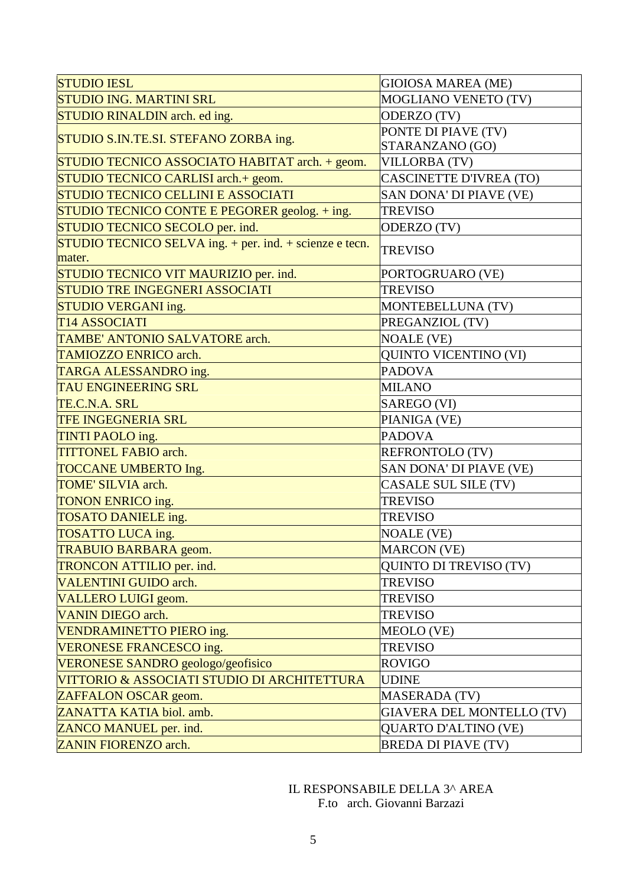| | |
|---|---|
| STUDIO IESL | GIOIOSA MAREA (ME) |
| STUDIO ING. MARTINI SRL | MOGLIANO VENETO (TV) |
| STUDIO RINALDIN arch. ed ing. | ODERZO (TV) |
| STUDIO S.IN.TE.SI. STEFANO ZORBA ing. | PONTE DI PIAVE (TV) STARANZANO (GO) |
| STUDIO TECNICO ASSOCIATO HABITAT arch. + geom. | VILLORBA (TV) |
| STUDIO TECNICO CARLISI arch.+ geom. | CASCINETTE D'IVREA (TO) |
| STUDIO TECNICO CELLINI E ASSOCIATI | SAN DONA' DI PIAVE (VE) |
| STUDIO TECNICO CONTE E PEGORER geolog. + ing. | TREVISO |
| STUDIO TECNICO SECOLO per. ind. | ODERZO (TV) |
| STUDIO TECNICO SELVA ing. + per. ind. + scienze e tecn. mater. | TREVISO |
| STUDIO TECNICO VIT MAURIZIO per. ind. | PORTOGRUARO (VE) |
| STUDIO TRE INGEGNERI ASSOCIATI | TREVISO |
| STUDIO VERGANI ing. | MONTEBELLUNA (TV) |
| T14 ASSOCIATI | PREGANZIOL (TV) |
| TAMBE' ANTONIO SALVATORE arch. | NOALE (VE) |
| TAMIOZZO ENRICO arch. | QUINTO VICENTINO (VI) |
| TARGA ALESSANDRO ing. | PADOVA |
| TAU ENGINEERING SRL | MILANO |
| TE.C.N.A. SRL | SAREGO (VI) |
| TFE INGEGNERIA SRL | PIANIGA (VE) |
| TINTI PAOLO ing. | PADOVA |
| TITTONEL FABIO arch. | REFRONTOLO (TV) |
| TOCCANE UMBERTO Ing. | SAN DONA' DI PIAVE (VE) |
| TOME' SILVIA arch. | CASALE SUL SILE (TV) |
| TONON ENRICO ing. | TREVISO |
| TOSATO DANIELE ing. | TREVISO |
| TOSATTO LUCA ing. | NOALE (VE) |
| TRABUIO BARBARA geom. | MARCON (VE) |
| TRONCON ATTILIO per. ind. | QUINTO DI TREVISO (TV) |
| VALENTINI GUIDO arch. | TREVISO |
| VALLERO LUIGI geom. | TREVISO |
| VANIN DIEGO arch. | TREVISO |
| VENDRAMINETTO PIERO ing. | MEOLO (VE) |
| VERONESE FRANCESCO ing. | TREVISO |
| VERONESE SANDRO geologo/geofisico | ROVIGO |
| VITTORIO & ASSOCIATI STUDIO DI ARCHITETTURA | UDINE |
| ZAFFALON OSCAR geom. | MASERADA (TV) |
| ZANATTA KATIA biol. amb. | GIAVERA DEL MONTELLO (TV) |
| ZANCO MANUEL per. ind. | QUARTO D'ALTINO (VE) |
| ZANIN FIORENZO arch. | BREDA DI PIAVE (TV) |

IL RESPONSABILE DELLA 3^ AREA
F.to arch. Giovanni Barzazi